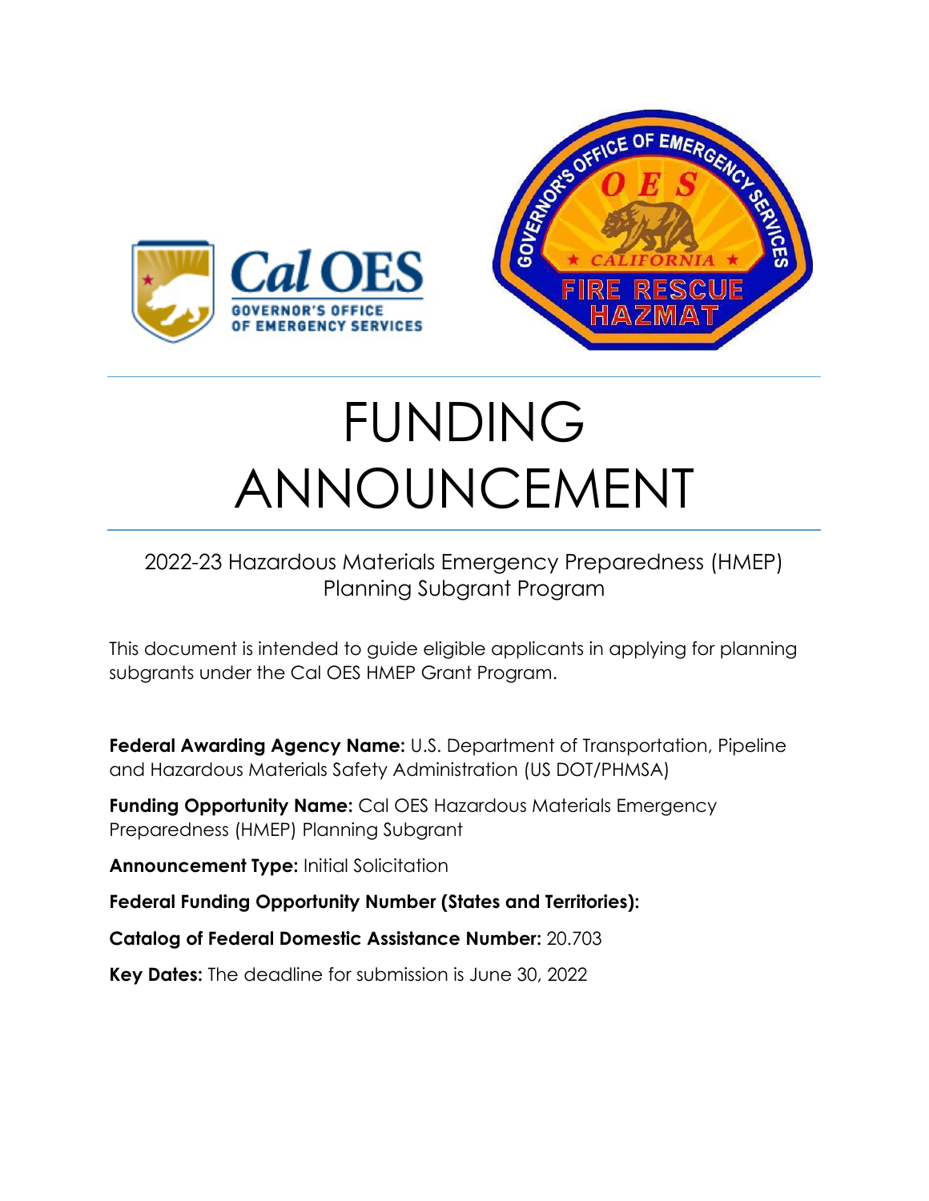# FUNDING ANNOUNCEMENT

2022-23 Hazardous Materials Emergency Preparedness (HMEP) Planning Subgrant Program

This document is intended to guide eligible applicants in applying for planning subgrants under the Cal OES HMEP Grant Program.

**Federal Awarding Agency Name:** U.S. Department of Transportation, Pipeline and Hazardous Materials Safety Administration (US DOT/PHMSA)

**Funding Opportunity Name:** Cal OES Hazardous Materials Emergency Preparedness (HMEP) Planning Subgrant

**Announcement Type:** Initial Solicitation

**Federal Funding Opportunity Number (States and Territories):**

**Catalog of Federal Domestic Assistance Number:** 20.703

**Key Dates:** The deadline for submission is June 30, 2022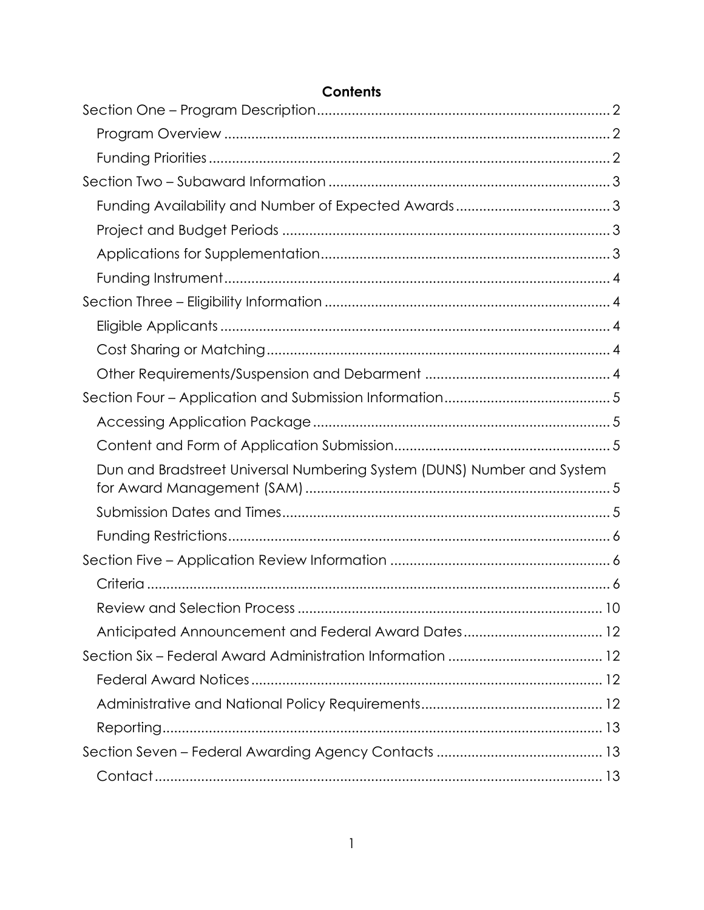**Contents**

- Section One – Program Description........................................................................2
  - Program Overview..........................................................................................2
  - Funding Priorities..........................................................................................2
- Section Two – Subaward Information.........................................................................3
  - Funding Availability and Number of Expected Awards.........................................3
  - Project and Budget Periods..............................................................................3
  - Applications for Supplementation.......................................................................3
  - Funding Instrument..........................................................................................4
- Section Three – Eligibility Information.........................................................................4
  - Eligible Applicants..........................................................................................4
  - Cost Sharing or Matching..................................................................................4
  - Other Requirements/Suspension and Debarment..................................................4
- Section Four – Application and Submission Information..............................................5
  - Accessing Application Package.........................................................................5
  - Content and Form of Application Submission......................................................5
  - Dun and Bradstreet Universal Numbering System (DUNS) Number and System for Award Management (SAM)..........................................................................5
  - Submission Dates and Times.............................................................................5
  - Funding Restrictions........................................................................................6
- Section Five – Application Review Information...........................................................6
  - Criteria........................................................................................................6
  - Review and Selection Process...........................................................................10
  - Anticipated Announcement and Federal Award Dates..........................................12
- Section Six – Federal Award Administration Information..............................................12
  - Federal Award Notices.....................................................................................12
  - Administrative and National Policy Requirements...............................................12
  - Reporting.....................................................................................................13
- Section Seven – Federal Awarding Agency Contacts....................................................13
  - Contact.......................................................................................................13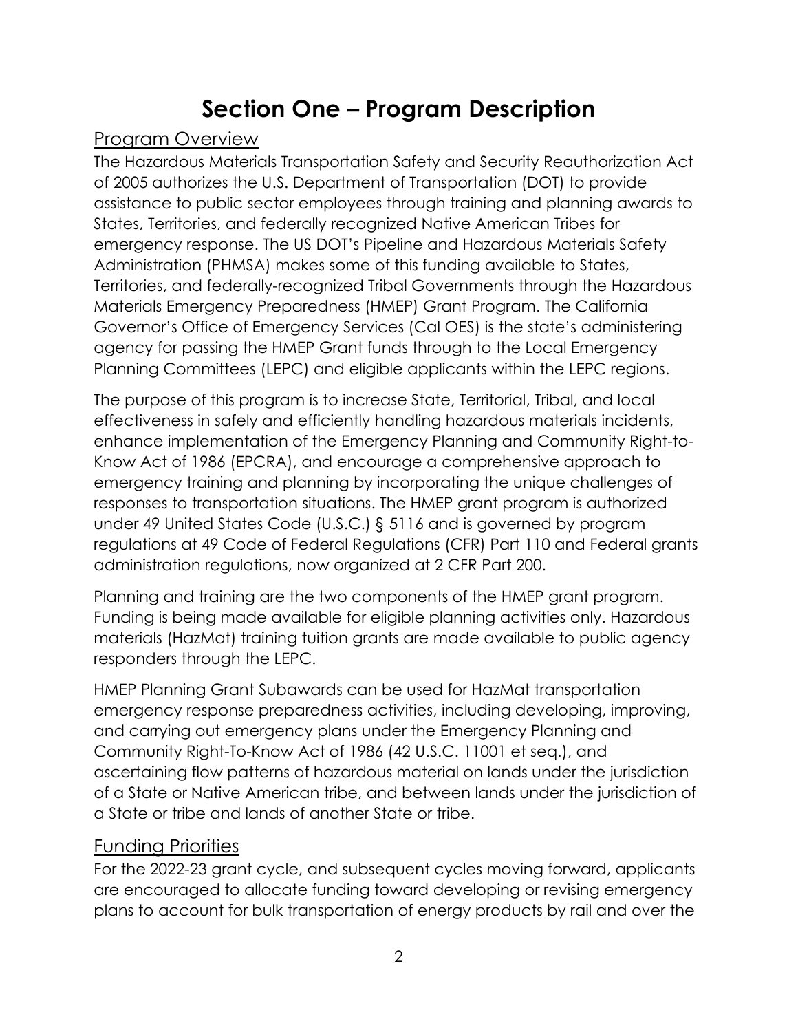# Section One – Program Description

## Program Overview

The Hazardous Materials Transportation Safety and Security Reauthorization Act of 2005 authorizes the U.S. Department of Transportation (DOT) to provide assistance to public sector employees through training and planning awards to States, Territories, and federally recognized Native American Tribes for emergency response. The US DOT's Pipeline and Hazardous Materials Safety Administration (PHMSA) makes some of this funding available to States, Territories, and federally-recognized Tribal Governments through the Hazardous Materials Emergency Preparedness (HMEP) Grant Program. The California Governor's Office of Emergency Services (Cal OES) is the state's administering agency for passing the HMEP Grant funds through to the Local Emergency Planning Committees (LEPC) and eligible applicants within the LEPC regions.

The purpose of this program is to increase State, Territorial, Tribal, and local effectiveness in safely and efficiently handling hazardous materials incidents, enhance implementation of the Emergency Planning and Community Right-to-Know Act of 1986 (EPCRA), and encourage a comprehensive approach to emergency training and planning by incorporating the unique challenges of responses to transportation situations. The HMEP grant program is authorized under 49 United States Code (U.S.C.) § 5116 and is governed by program regulations at 49 Code of Federal Regulations (CFR) Part 110 and Federal grants administration regulations, now organized at 2 CFR Part 200.

Planning and training are the two components of the HMEP grant program. Funding is being made available for eligible planning activities only. Hazardous materials (HazMat) training tuition grants are made available to public agency responders through the LEPC.

HMEP Planning Grant Subawards can be used for HazMat transportation emergency response preparedness activities, including developing, improving, and carrying out emergency plans under the Emergency Planning and Community Right-To-Know Act of 1986 (42 U.S.C. 11001 et seq.), and ascertaining flow patterns of hazardous material on lands under the jurisdiction of a State or Native American tribe, and between lands under the jurisdiction of a State or tribe and lands of another State or tribe.

## Funding Priorities

For the 2022-23 grant cycle, and subsequent cycles moving forward, applicants are encouraged to allocate funding toward developing or revising emergency plans to account for bulk transportation of energy products by rail and over the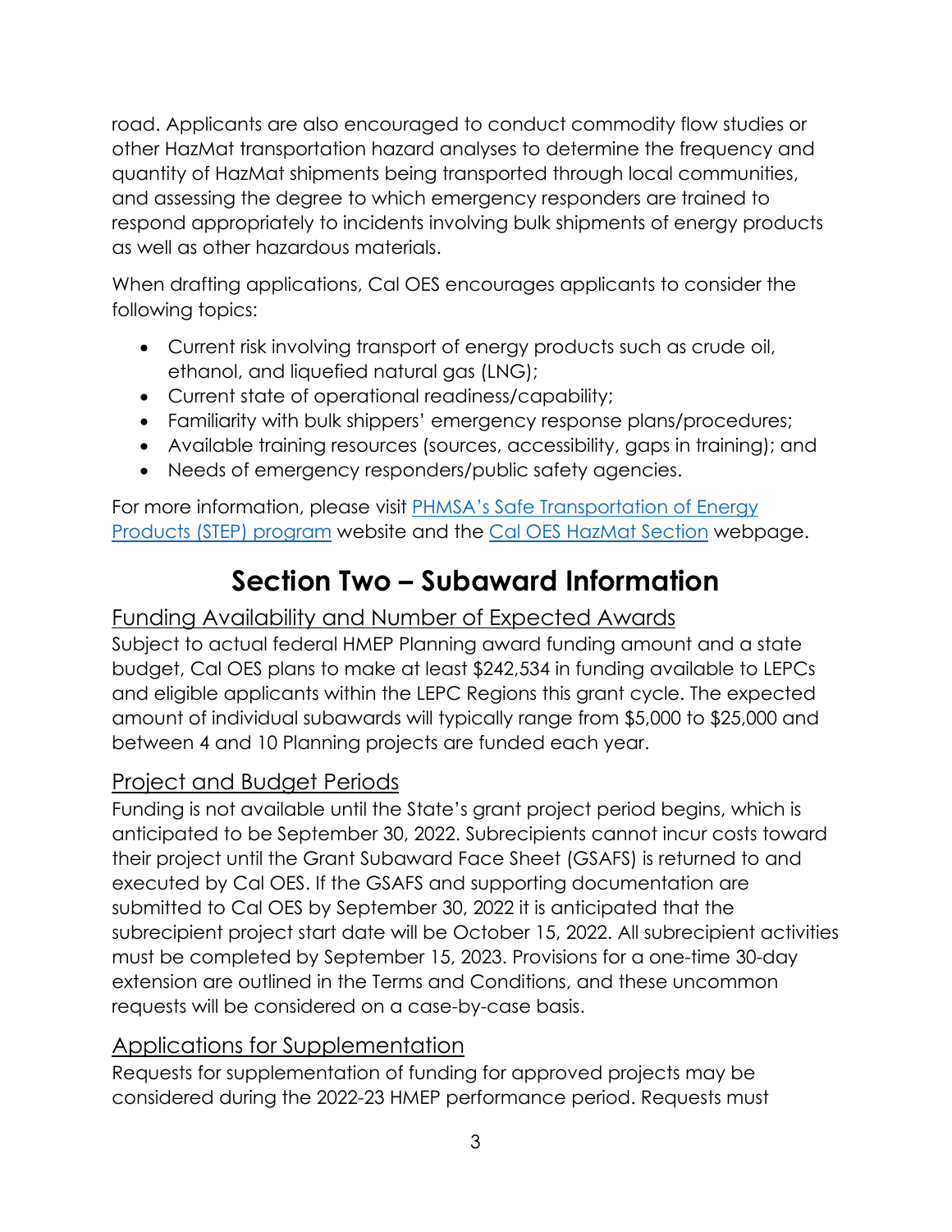road. Applicants are also encouraged to conduct commodity flow studies or other HazMat transportation hazard analyses to determine the frequency and quantity of HazMat shipments being transported through local communities, and assessing the degree to which emergency responders are trained to respond appropriately to incidents involving bulk shipments of energy products as well as other hazardous materials.

When drafting applications, Cal OES encourages applicants to consider the following topics:

- Current risk involving transport of energy products such as crude oil, ethanol, and liquefied natural gas (LNG);
- Current state of operational readiness/capability;
- Familiarity with bulk shippers' emergency response plans/procedures;
- Available training resources (sources, accessibility, gaps in training); and
- Needs of emergency responders/public safety agencies.

For more information, please visit [PHMSA's Safe Transportation of Energy Products (STEP) program](#) website and the [Cal OES HazMat Section](#) webpage.

# Section Two – Subaward Information

## Funding Availability and Number of Expected Awards

Subject to actual federal HMEP Planning award funding amount and a state budget, Cal OES plans to make at least $242,534 in funding available to LEPCs and eligible applicants within the LEPC Regions this grant cycle. The expected amount of individual subawards will typically range from $5,000 to $25,000 and between 4 and 10 Planning projects are funded each year.

## Project and Budget Periods

Funding is not available until the State's grant project period begins, which is anticipated to be September 30, 2022. Subrecipients cannot incur costs toward their project until the Grant Subaward Face Sheet (GSAFS) is returned to and executed by Cal OES. If the GSAFS and supporting documentation are submitted to Cal OES by September 30, 2022 it is anticipated that the subrecipient project start date will be October 15, 2022. All subrecipient activities must be completed by September 15, 2023. Provisions for a one-time 30-day extension are outlined in the Terms and Conditions, and these uncommon requests will be considered on a case-by-case basis.

## Applications for Supplementation

Requests for supplementation of funding for approved projects may be considered during the 2022-23 HMEP performance period. Requests must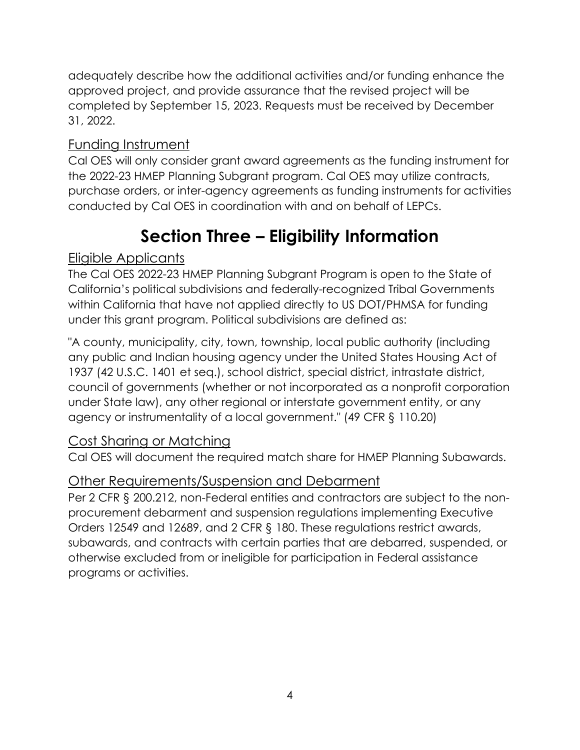adequately describe how the additional activities and/or funding enhance the approved project, and provide assurance that the revised project will be completed by September 15, 2023. Requests must be received by December 31, 2022.

### Funding Instrument

Cal OES will only consider grant award agreements as the funding instrument for the 2022-23 HMEP Planning Subgrant program. Cal OES may utilize contracts, purchase orders, or inter-agency agreements as funding instruments for activities conducted by Cal OES in coordination with and on behalf of LEPCs.

## Section Three – Eligibility Information

### Eligible Applicants

The Cal OES 2022-23 HMEP Planning Subgrant Program is open to the State of California's political subdivisions and federally-recognized Tribal Governments within California that have not applied directly to US DOT/PHMSA for funding under this grant program. Political subdivisions are defined as:

"A county, municipality, city, town, township, local public authority (including any public and Indian housing agency under the United States Housing Act of 1937 (42 U.S.C. 1401 et seq.), school district, special district, intrastate district, council of governments (whether or not incorporated as a nonprofit corporation under State law), any other regional or interstate government entity, or any agency or instrumentality of a local government." (49 CFR § 110.20)

### Cost Sharing or Matching

Cal OES will document the required match share for HMEP Planning Subawards.

### Other Requirements/Suspension and Debarment

Per 2 CFR § 200.212, non-Federal entities and contractors are subject to the non-procurement debarment and suspension regulations implementing Executive Orders 12549 and 12689, and 2 CFR § 180. These regulations restrict awards, subawards, and contracts with certain parties that are debarred, suspended, or otherwise excluded from or ineligible for participation in Federal assistance programs or activities.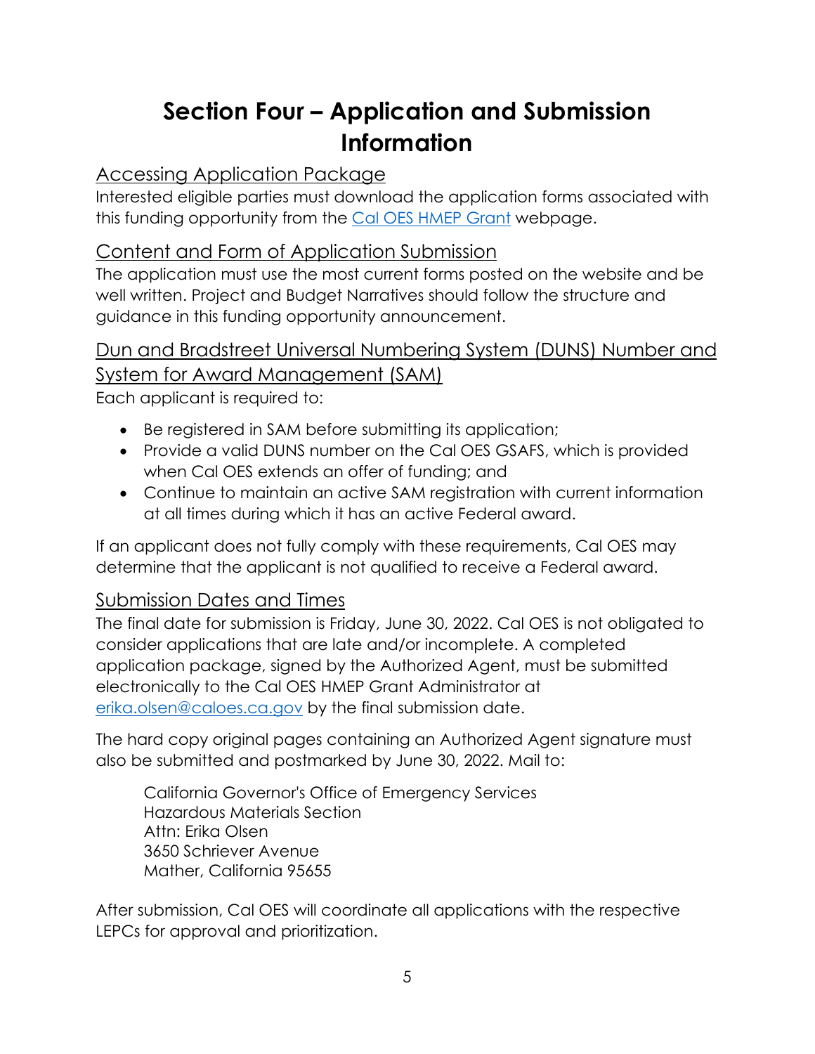# Section Four – Application and Submission Information

## Accessing Application Package

Interested eligible parties must download the application forms associated with this funding opportunity from the [Cal OES HMEP Grant](#) webpage.

## Content and Form of Application Submission

The application must use the most current forms posted on the website and be well written. Project and Budget Narratives should follow the structure and guidance in this funding opportunity announcement.

## Dun and Bradstreet Universal Numbering System (DUNS) Number and System for Award Management (SAM)

Each applicant is required to:

- Be registered in SAM before submitting its application;
- Provide a valid DUNS number on the Cal OES GSAFS, which is provided when Cal OES extends an offer of funding; and
- Continue to maintain an active SAM registration with current information at all times during which it has an active Federal award.

If an applicant does not fully comply with these requirements, Cal OES may determine that the applicant is not qualified to receive a Federal award.

## Submission Dates and Times

The final date for submission is Friday, June 30, 2022. Cal OES is not obligated to consider applications that are late and/or incomplete. A completed application package, signed by the Authorized Agent, must be submitted electronically to the Cal OES HMEP Grant Administrator at erika.olsen@caloes.ca.gov by the final submission date.

The hard copy original pages containing an Authorized Agent signature must also be submitted and postmarked by June 30, 2022. Mail to:

California Governor's Office of Emergency Services  
Hazardous Materials Section  
Attn: Erika Olsen  
3650 Schriever Avenue  
Mather, California 95655

After submission, Cal OES will coordinate all applications with the respective LEPCs for approval and prioritization.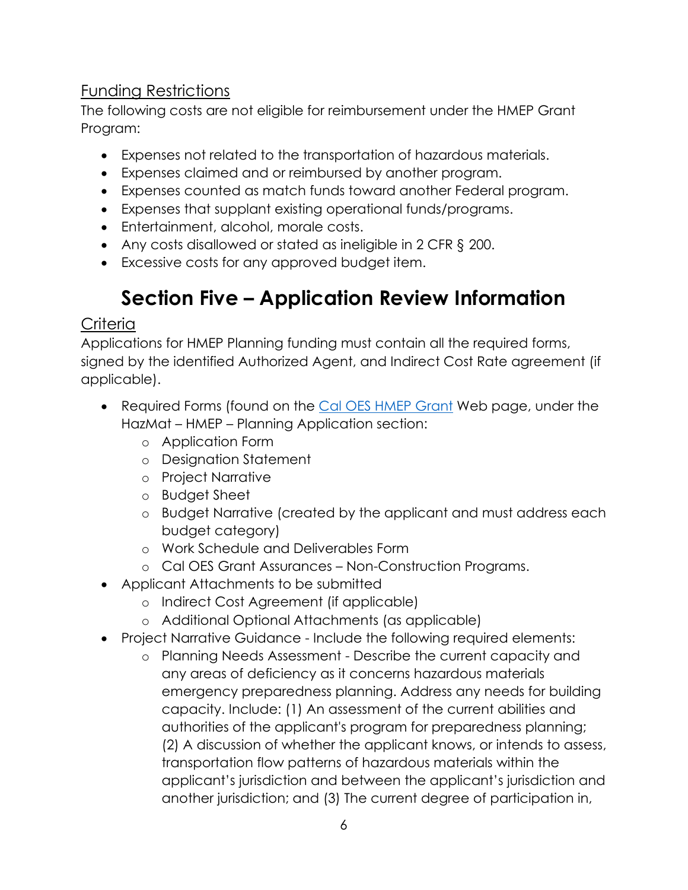### Funding Restrictions

The following costs are not eligible for reimbursement under the HMEP Grant Program:

- Expenses not related to the transportation of hazardous materials.
- Expenses claimed and or reimbursed by another program.
- Expenses counted as match funds toward another Federal program.
- Expenses that supplant existing operational funds/programs.
- Entertainment, alcohol, morale costs.
- Any costs disallowed or stated as ineligible in 2 CFR § 200.
- Excessive costs for any approved budget item.

# Section Five – Application Review Information

### Criteria

Applications for HMEP Planning funding must contain all the required forms, signed by the identified Authorized Agent, and Indirect Cost Rate agreement (if applicable).

- Required Forms (found on the Cal OES HMEP Grant Web page, under the HazMat – HMEP – Planning Application section:
    - Application Form
    - Designation Statement
    - Project Narrative
    - Budget Sheet
    - Budget Narrative (created by the applicant and must address each budget category)
    - Work Schedule and Deliverables Form
    - Cal OES Grant Assurances – Non-Construction Programs.
- Applicant Attachments to be submitted
    - Indirect Cost Agreement (if applicable)
    - Additional Optional Attachments (as applicable)
- Project Narrative Guidance - Include the following required elements:
    - Planning Needs Assessment - Describe the current capacity and any areas of deficiency as it concerns hazardous materials emergency preparedness planning. Address any needs for building capacity. Include: (1) An assessment of the current abilities and authorities of the applicant's program for preparedness planning; (2) A discussion of whether the applicant knows, or intends to assess, transportation flow patterns of hazardous materials within the applicant's jurisdiction and between the applicant's jurisdiction and another jurisdiction; and (3) The current degree of participation in,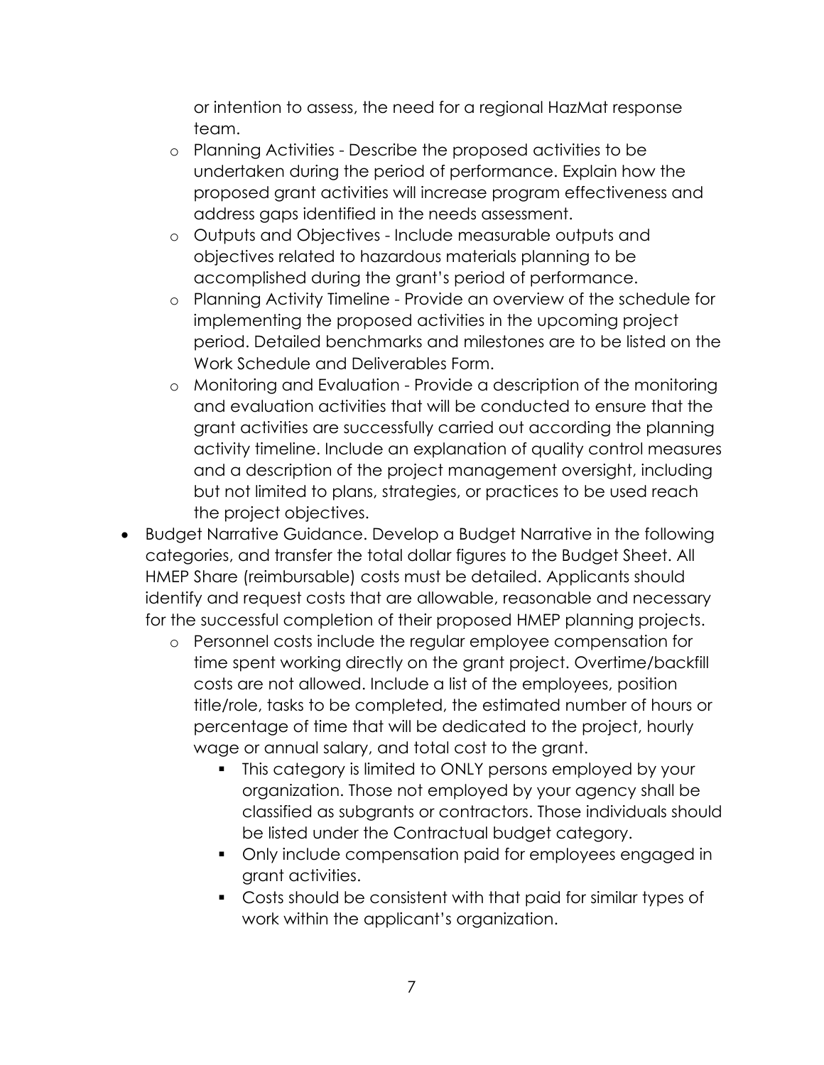or intention to assess, the need for a regional HazMat response team.

- Planning Activities - Describe the proposed activities to be undertaken during the period of performance. Explain how the proposed grant activities will increase program effectiveness and address gaps identified in the needs assessment.
- Outputs and Objectives - Include measurable outputs and objectives related to hazardous materials planning to be accomplished during the grant's period of performance.
- Planning Activity Timeline - Provide an overview of the schedule for implementing the proposed activities in the upcoming project period. Detailed benchmarks and milestones are to be listed on the Work Schedule and Deliverables Form.
- Monitoring and Evaluation - Provide a description of the monitoring and evaluation activities that will be conducted to ensure that the grant activities are successfully carried out according the planning activity timeline. Include an explanation of quality control measures and a description of the project management oversight, including but not limited to plans, strategies, or practices to be used reach the project objectives.

- Budget Narrative Guidance. Develop a Budget Narrative in the following categories, and transfer the total dollar figures to the Budget Sheet. All HMEP Share (reimbursable) costs must be detailed. Applicants should identify and request costs that are allowable, reasonable and necessary for the successful completion of their proposed HMEP planning projects.
  - Personnel costs include the regular employee compensation for time spent working directly on the grant project. Overtime/backfill costs are not allowed. Include a list of the employees, position title/role, tasks to be completed, the estimated number of hours or percentage of time that will be dedicated to the project, hourly wage or annual salary, and total cost to the grant.
    - This category is limited to ONLY persons employed by your organization. Those not employed by your agency shall be classified as subgrants or contractors. Those individuals should be listed under the Contractual budget category.
    - Only include compensation paid for employees engaged in grant activities.
    - Costs should be consistent with that paid for similar types of work within the applicant's organization.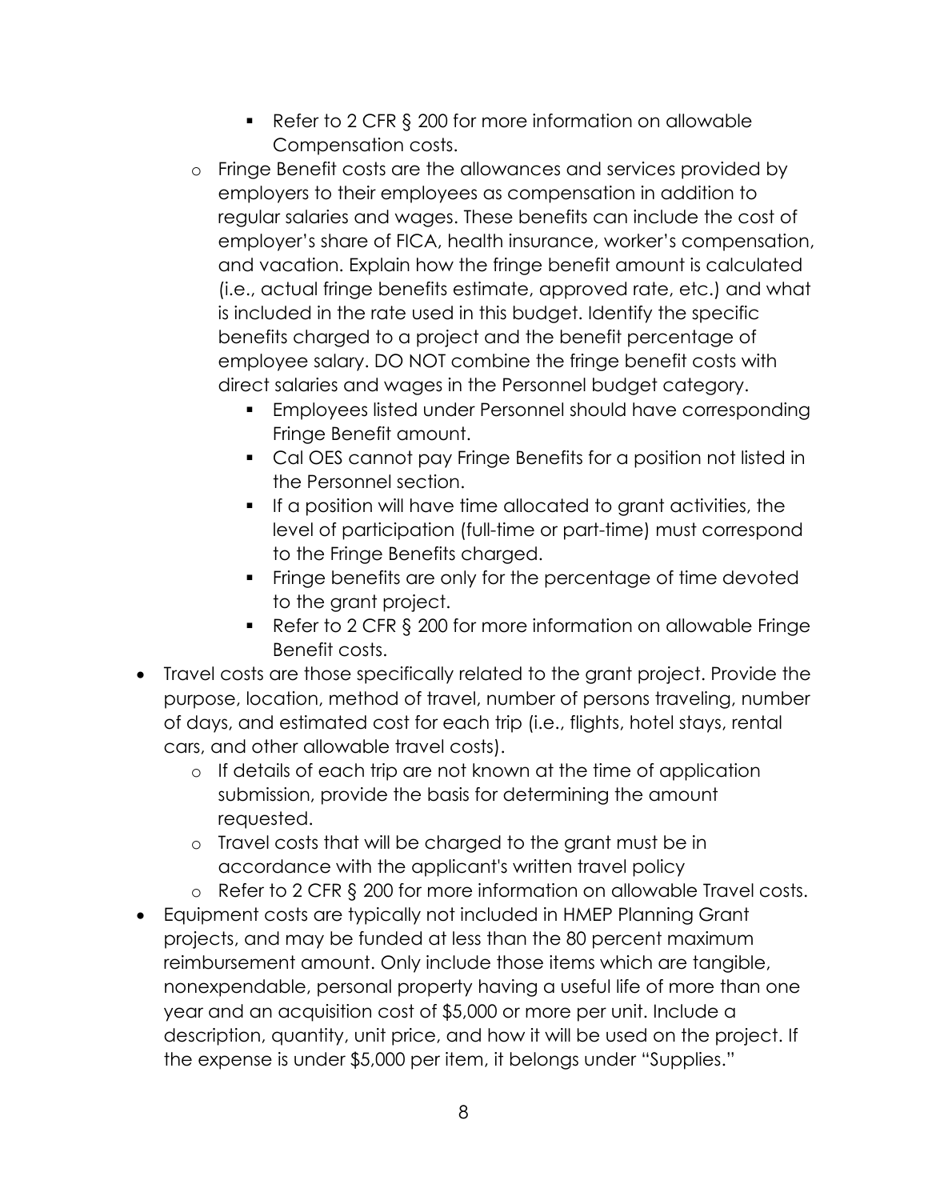- Refer to 2 CFR § 200 for more information on allowable Compensation costs.
    - Fringe Benefit costs are the allowances and services provided by employers to their employees as compensation in addition to regular salaries and wages. These benefits can include the cost of employer's share of FICA, health insurance, worker's compensation, and vacation. Explain how the fringe benefit amount is calculated (i.e., actual fringe benefits estimate, approved rate, etc.) and what is included in the rate used in this budget. Identify the specific benefits charged to a project and the benefit percentage of employee salary. DO NOT combine the fringe benefit costs with direct salaries and wages in the Personnel budget category.
        - Employees listed under Personnel should have corresponding Fringe Benefit amount.
        - Cal OES cannot pay Fringe Benefits for a position not listed in the Personnel section.
        - If a position will have time allocated to grant activities, the level of participation (full-time or part-time) must correspond to the Fringe Benefits charged.
        - Fringe benefits are only for the percentage of time devoted to the grant project.
        - Refer to 2 CFR § 200 for more information on allowable Fringe Benefit costs.
- Travel costs are those specifically related to the grant project. Provide the purpose, location, method of travel, number of persons traveling, number of days, and estimated cost for each trip (i.e., flights, hotel stays, rental cars, and other allowable travel costs).
    - If details of each trip are not known at the time of application submission, provide the basis for determining the amount requested.
    - Travel costs that will be charged to the grant must be in accordance with the applicant's written travel policy
    - Refer to 2 CFR § 200 for more information on allowable Travel costs.
- Equipment costs are typically not included in HMEP Planning Grant projects, and may be funded at less than the 80 percent maximum reimbursement amount. Only include those items which are tangible, nonexpendable, personal property having a useful life of more than one year and an acquisition cost of $5,000 or more per unit. Include a description, quantity, unit price, and how it will be used on the project. If the expense is under $5,000 per item, it belongs under "Supplies."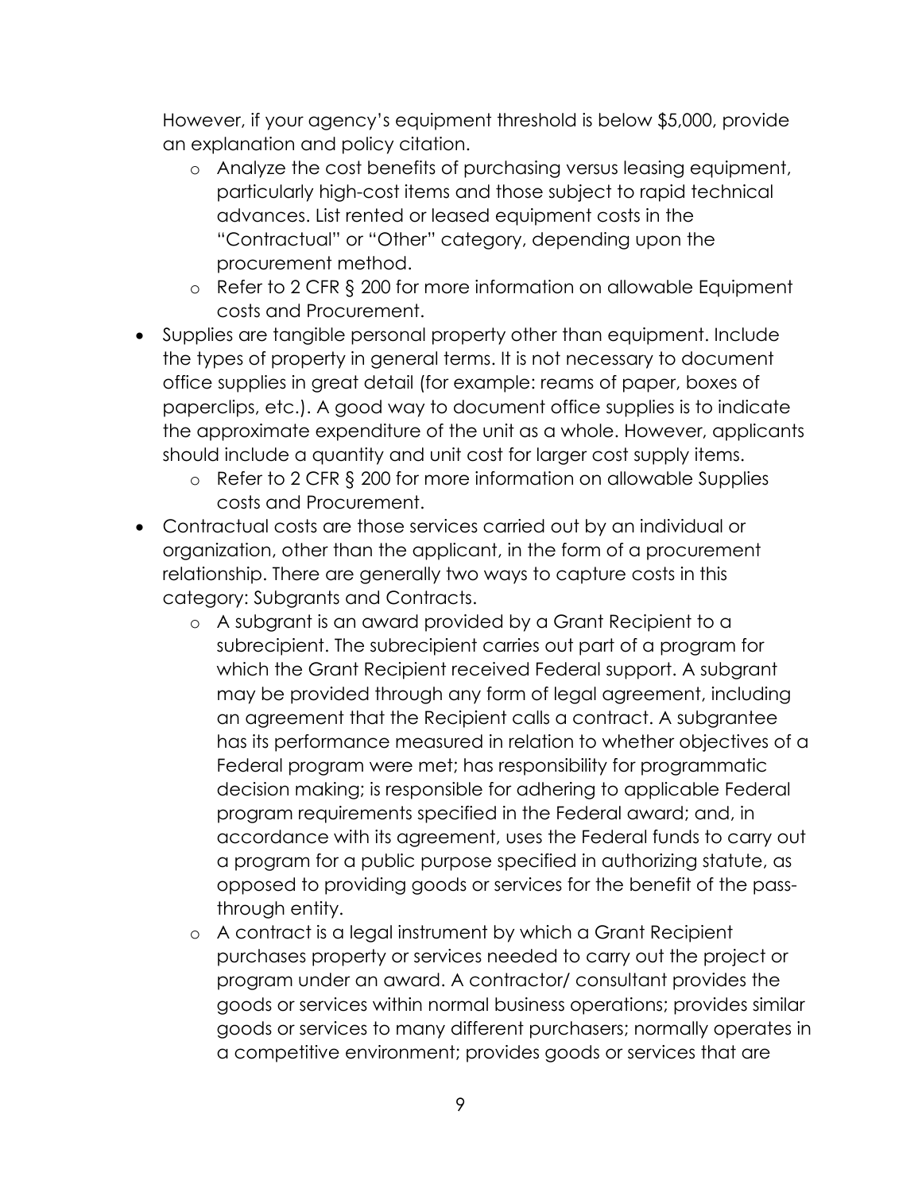However, if your agency's equipment threshold is below $5,000, provide an explanation and policy citation.

   - Analyze the cost benefits of purchasing versus leasing equipment, particularly high-cost items and those subject to rapid technical advances. List rented or leased equipment costs in the "Contractual" or "Other" category, depending upon the procurement method.
   - Refer to 2 CFR § 200 for more information on allowable Equipment costs and Procurement.

- Supplies are tangible personal property other than equipment. Include the types of property in general terms. It is not necessary to document office supplies in great detail (for example: reams of paper, boxes of paperclips, etc.). A good way to document office supplies is to indicate the approximate expenditure of the unit as a whole. However, applicants should include a quantity and unit cost for larger cost supply items.
   - Refer to 2 CFR § 200 for more information on allowable Supplies costs and Procurement.
- Contractual costs are those services carried out by an individual or organization, other than the applicant, in the form of a procurement relationship. There are generally two ways to capture costs in this category: Subgrants and Contracts.
   - A subgrant is an award provided by a Grant Recipient to a subrecipient. The subrecipient carries out part of a program for which the Grant Recipient received Federal support. A subgrant may be provided through any form of legal agreement, including an agreement that the Recipient calls a contract. A subgrantee has its performance measured in relation to whether objectives of a Federal program were met; has responsibility for programmatic decision making; is responsible for adhering to applicable Federal program requirements specified in the Federal award; and, in accordance with its agreement, uses the Federal funds to carry out a program for a public purpose specified in authorizing statute, as opposed to providing goods or services for the benefit of the pass-through entity.
   - A contract is a legal instrument by which a Grant Recipient purchases property or services needed to carry out the project or program under an award. A contractor/ consultant provides the goods or services within normal business operations; provides similar goods or services to many different purchasers; normally operates in a competitive environment; provides goods or services that are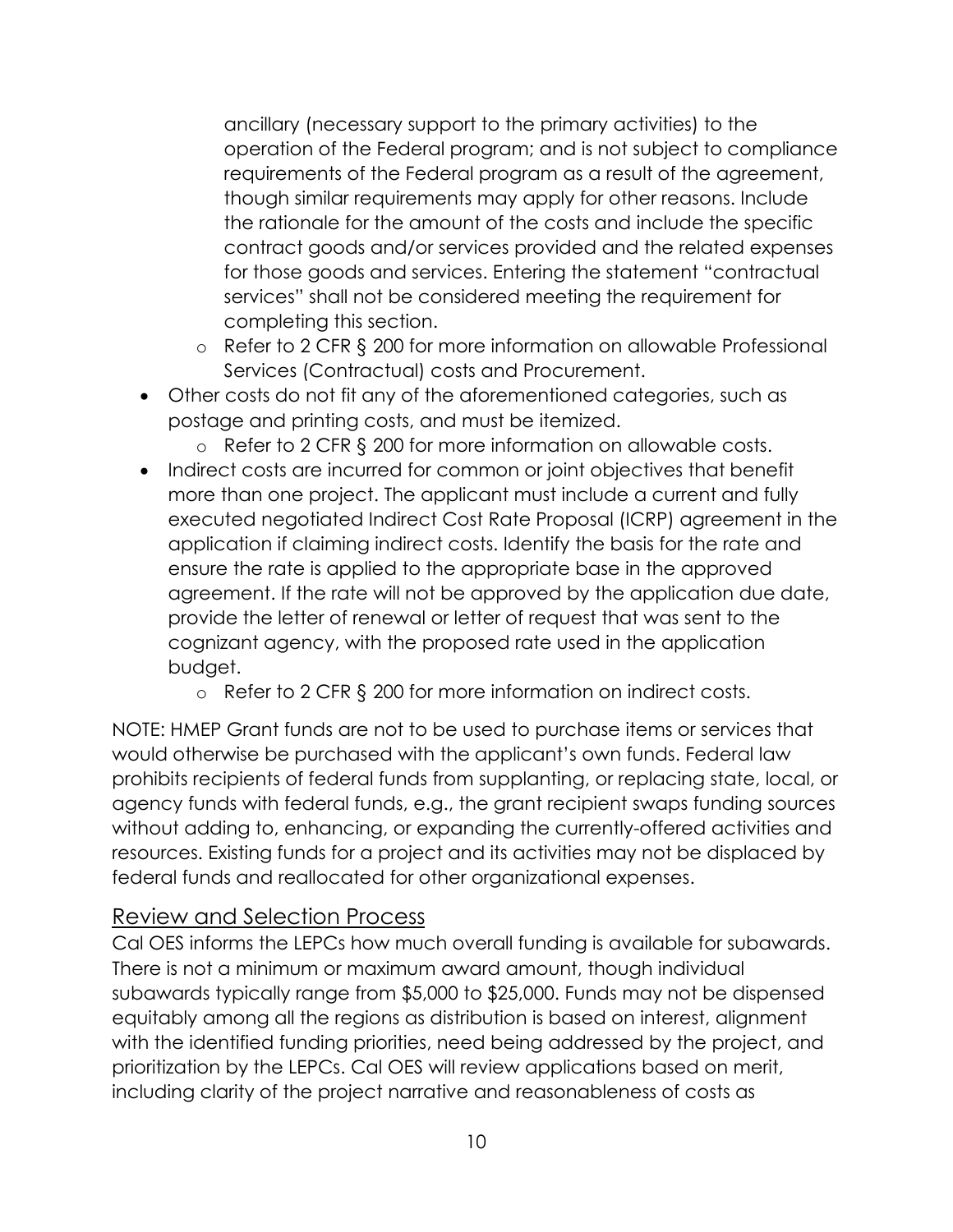ancillary (necessary support to the primary activities) to the operation of the Federal program; and is not subject to compliance requirements of the Federal program as a result of the agreement, though similar requirements may apply for other reasons. Include the rationale for the amount of the costs and include the specific contract goods and/or services provided and the related expenses for those goods and services. Entering the statement "contractual services" shall not be considered meeting the requirement for completing this section.

  - Refer to 2 CFR § 200 for more information on allowable Professional Services (Contractual) costs and Procurement.

- Other costs do not fit any of the aforementioned categories, such as postage and printing costs, and must be itemized.
  - Refer to 2 CFR § 200 for more information on allowable costs.
- Indirect costs are incurred for common or joint objectives that benefit more than one project. The applicant must include a current and fully executed negotiated Indirect Cost Rate Proposal (ICRP) agreement in the application if claiming indirect costs. Identify the basis for the rate and ensure the rate is applied to the appropriate base in the approved agreement. If the rate will not be approved by the application due date, provide the letter of renewal or letter of request that was sent to the cognizant agency, with the proposed rate used in the application budget.
  - Refer to 2 CFR § 200 for more information on indirect costs.

NOTE: HMEP Grant funds are not to be used to purchase items or services that would otherwise be purchased with the applicant's own funds. Federal law prohibits recipients of federal funds from supplanting, or replacing state, local, or agency funds with federal funds, e.g., the grant recipient swaps funding sources without adding to, enhancing, or expanding the currently-offered activities and resources. Existing funds for a project and its activities may not be displaced by federal funds and reallocated for other organizational expenses.

## Review and Selection Process

Cal OES informs the LEPCs how much overall funding is available for subawards. There is not a minimum or maximum award amount, though individual subawards typically range from $5,000 to $25,000. Funds may not be dispensed equitably among all the regions as distribution is based on interest, alignment with the identified funding priorities, need being addressed by the project, and prioritization by the LEPCs. Cal OES will review applications based on merit, including clarity of the project narrative and reasonableness of costs as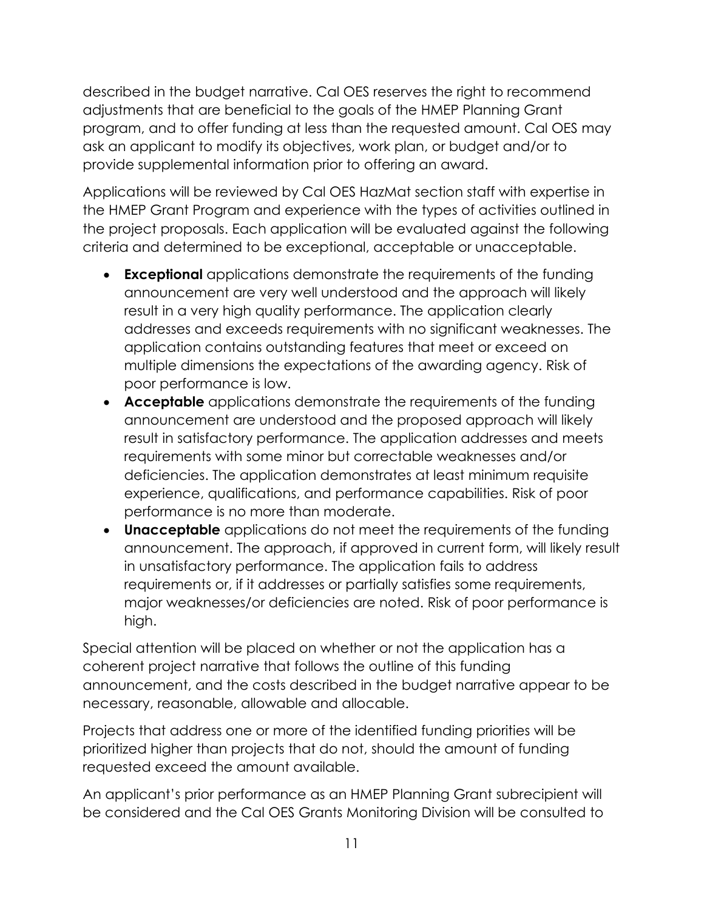described in the budget narrative. Cal OES reserves the right to recommend adjustments that are beneficial to the goals of the HMEP Planning Grant program, and to offer funding at less than the requested amount. Cal OES may ask an applicant to modify its objectives, work plan, or budget and/or to provide supplemental information prior to offering an award.

Applications will be reviewed by Cal OES HazMat section staff with expertise in the HMEP Grant Program and experience with the types of activities outlined in the project proposals. Each application will be evaluated against the following criteria and determined to be exceptional, acceptable or unacceptable.

- **Exceptional** applications demonstrate the requirements of the funding announcement are very well understood and the approach will likely result in a very high quality performance. The application clearly addresses and exceeds requirements with no significant weaknesses. The application contains outstanding features that meet or exceed on multiple dimensions the expectations of the awarding agency. Risk of poor performance is low.
- **Acceptable** applications demonstrate the requirements of the funding announcement are understood and the proposed approach will likely result in satisfactory performance. The application addresses and meets requirements with some minor but correctable weaknesses and/or deficiencies. The application demonstrates at least minimum requisite experience, qualifications, and performance capabilities. Risk of poor performance is no more than moderate.
- **Unacceptable** applications do not meet the requirements of the funding announcement. The approach, if approved in current form, will likely result in unsatisfactory performance. The application fails to address requirements or, if it addresses or partially satisfies some requirements, major weaknesses/or deficiencies are noted. Risk of poor performance is high.

Special attention will be placed on whether or not the application has a coherent project narrative that follows the outline of this funding announcement, and the costs described in the budget narrative appear to be necessary, reasonable, allowable and allocable.

Projects that address one or more of the identified funding priorities will be prioritized higher than projects that do not, should the amount of funding requested exceed the amount available.

An applicant's prior performance as an HMEP Planning Grant subrecipient will be considered and the Cal OES Grants Monitoring Division will be consulted to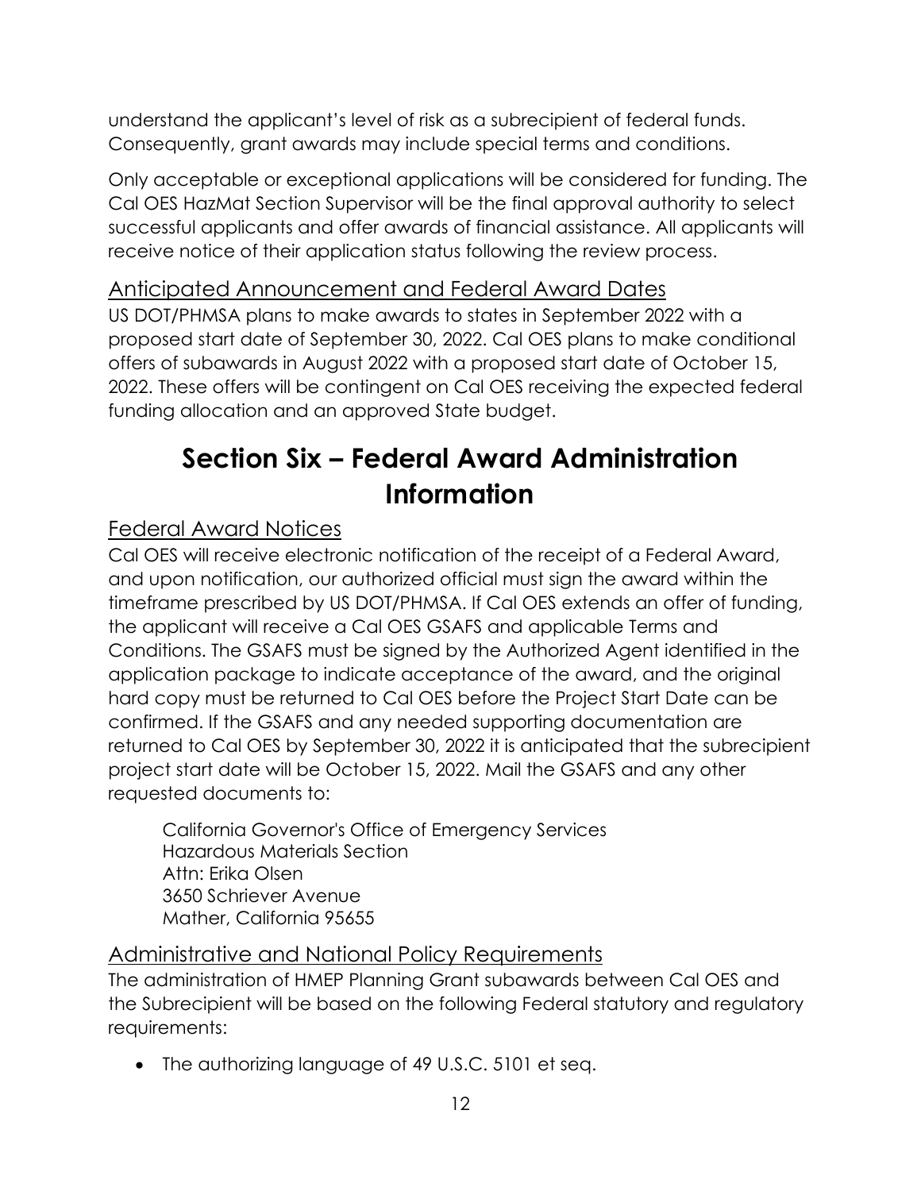understand the applicant's level of risk as a subrecipient of federal funds. Consequently, grant awards may include special terms and conditions.

Only acceptable or exceptional applications will be considered for funding. The Cal OES HazMat Section Supervisor will be the final approval authority to select successful applicants and offer awards of financial assistance. All applicants will receive notice of their application status following the review process.

### Anticipated Announcement and Federal Award Dates

US DOT/PHMSA plans to make awards to states in September 2022 with a proposed start date of September 30, 2022. Cal OES plans to make conditional offers of subawards in August 2022 with a proposed start date of October 15, 2022. These offers will be contingent on Cal OES receiving the expected federal funding allocation and an approved State budget.

# Section Six – Federal Award Administration Information

### Federal Award Notices

Cal OES will receive electronic notification of the receipt of a Federal Award, and upon notification, our authorized official must sign the award within the timeframe prescribed by US DOT/PHMSA. If Cal OES extends an offer of funding, the applicant will receive a Cal OES GSAFS and applicable Terms and Conditions. The GSAFS must be signed by the Authorized Agent identified in the application package to indicate acceptance of the award, and the original hard copy must be returned to Cal OES before the Project Start Date can be confirmed. If the GSAFS and any needed supporting documentation are returned to Cal OES by September 30, 2022 it is anticipated that the subrecipient project start date will be October 15, 2022. Mail the GSAFS and any other requested documents to:

California Governor's Office of Emergency Services
Hazardous Materials Section
Attn: Erika Olsen
3650 Schriever Avenue
Mather, California 95655

### Administrative and National Policy Requirements

The administration of HMEP Planning Grant subawards between Cal OES and the Subrecipient will be based on the following Federal statutory and regulatory requirements:

- The authorizing language of 49 U.S.C. 5101 et seq.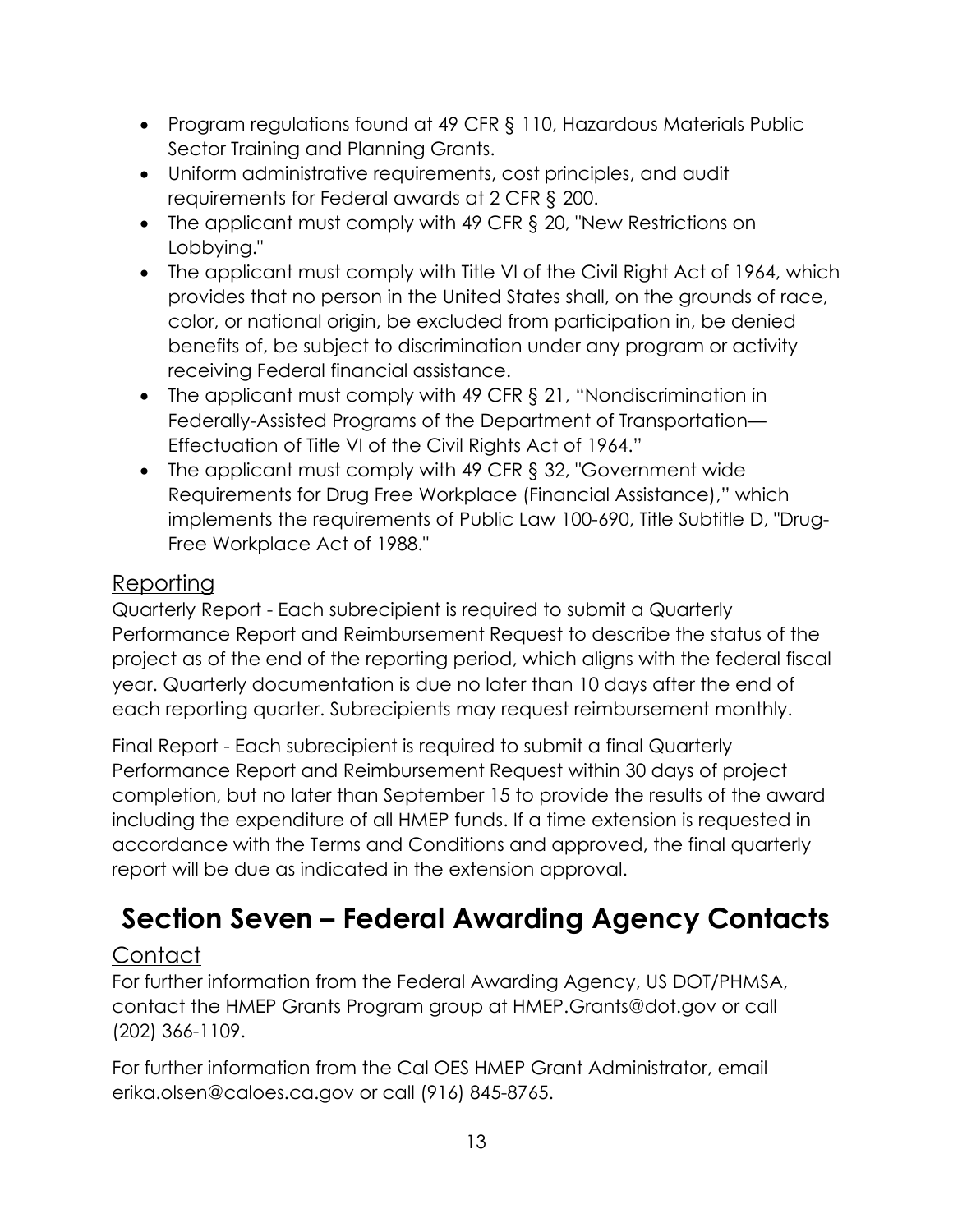- Program regulations found at 49 CFR § 110, Hazardous Materials Public Sector Training and Planning Grants.
- Uniform administrative requirements, cost principles, and audit requirements for Federal awards at 2 CFR § 200.
- The applicant must comply with 49 CFR § 20, "New Restrictions on Lobbying."
- The applicant must comply with Title VI of the Civil Right Act of 1964, which provides that no person in the United States shall, on the grounds of race, color, or national origin, be excluded from participation in, be denied benefits of, be subject to discrimination under any program or activity receiving Federal financial assistance.
- The applicant must comply with 49 CFR § 21, "Nondiscrimination in Federally-Assisted Programs of the Department of Transportation—Effectuation of Title VI of the Civil Rights Act of 1964."
- The applicant must comply with 49 CFR § 32, "Government wide Requirements for Drug Free Workplace (Financial Assistance)," which implements the requirements of Public Law 100-690, Title Subtitle D, "Drug-Free Workplace Act of 1988."

### Reporting

Quarterly Report - Each subrecipient is required to submit a Quarterly Performance Report and Reimbursement Request to describe the status of the project as of the end of the reporting period, which aligns with the federal fiscal year. Quarterly documentation is due no later than 10 days after the end of each reporting quarter. Subrecipients may request reimbursement monthly.

Final Report - Each subrecipient is required to submit a final Quarterly Performance Report and Reimbursement Request within 30 days of project completion, but no later than September 15 to provide the results of the award including the expenditure of all HMEP funds. If a time extension is requested in accordance with the Terms and Conditions and approved, the final quarterly report will be due as indicated in the extension approval.

## Section Seven – Federal Awarding Agency Contacts

### Contact

For further information from the Federal Awarding Agency, US DOT/PHMSA, contact the HMEP Grants Program group at HMEP.Grants@dot.gov or call (202) 366-1109.

For further information from the Cal OES HMEP Grant Administrator, email erika.olsen@caloes.ca.gov or call (916) 845-8765.